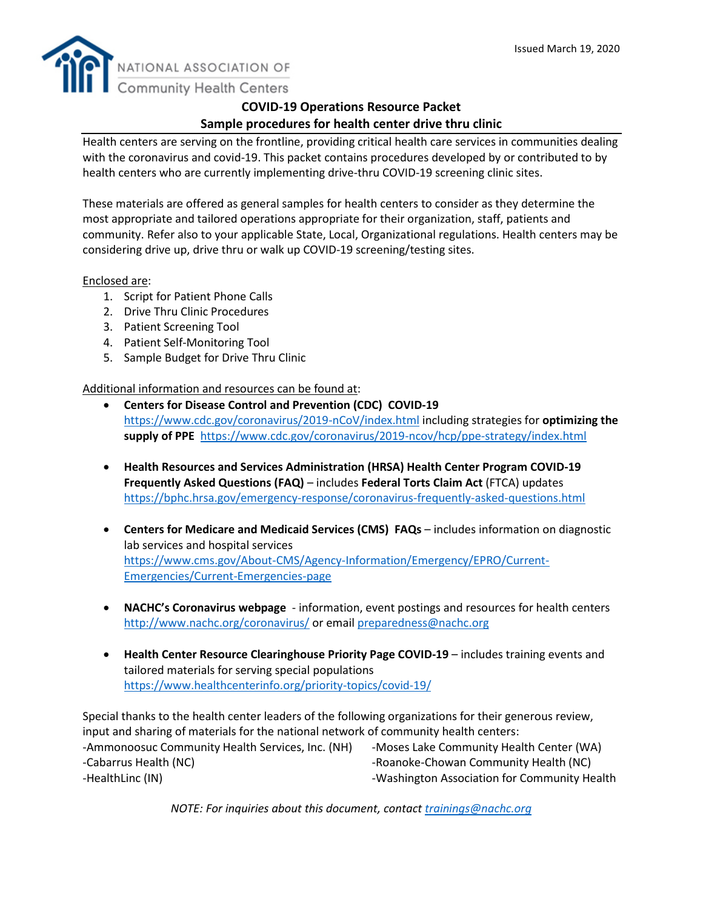Issued March 19, 2020

NATIONAL ASSOCIATION OF
Community Health Centers

# COVID-19 Operations Resource Packet

## Sample procedures for health center drive thru clinic

Health centers are serving on the frontline, providing critical health care services in communities dealing with the coronavirus and covid-19. This packet contains procedures developed by or contributed to by health centers who are currently implementing drive-thru COVID-19 screening clinic sites.

These materials are offered as general samples for health centers to consider as they determine the most appropriate and tailored operations appropriate for their organization, staff, patients and community. Refer also to your applicable State, Local, Organizational regulations. Health centers may be considering drive up, drive thru or walk up COVID-19 screening/testing sites.

Enclosed are:

1. Script for Patient Phone Calls
2. Drive Thru Clinic Procedures
3. Patient Screening Tool
4. Patient Self-Monitoring Tool
5. Sample Budget for Drive Thru Clinic

Additional information and resources can be found at:

- **Centers for Disease Control and Prevention (CDC) COVID-19** https://www.cdc.gov/coronavirus/2019-nCoV/index.html including strategies for **optimizing the supply of PPE** https://www.cdc.gov/coronavirus/2019-ncov/hcp/ppe-strategy/index.html

- **Health Resources and Services Administration (HRSA) Health Center Program COVID-19 Frequently Asked Questions (FAQ)** – includes **Federal Torts Claim Act** (FTCA) updates https://bphc.hrsa.gov/emergency-response/coronavirus-frequently-asked-questions.html

- **Centers for Medicare and Medicaid Services (CMS) FAQs** – includes information on diagnostic lab services and hospital services https://www.cms.gov/About-CMS/Agency-Information/Emergency/EPRO/Current-Emergencies/Current-Emergencies-page

- **NACHC's Coronavirus webpage** - information, event postings and resources for health centers http://www.nachc.org/coronavirus/ or email preparedness@nachc.org

- **Health Center Resource Clearinghouse Priority Page COVID-19** – includes training events and tailored materials for serving special populations https://www.healthcenterinfo.org/priority-topics/covid-19/

Special thanks to the health center leaders of the following organizations for their generous review, input and sharing of materials for the national network of community health centers:

-Ammonoosuc Community Health Services, Inc. (NH)
-Cabarrus Health (NC)
-HealthLinc (IN)
-Moses Lake Community Health Center (WA)
-Roanoke-Chowan Community Health (NC)
-Washington Association for Community Health

*NOTE: For inquiries about this document, contact trainings@nachc.org*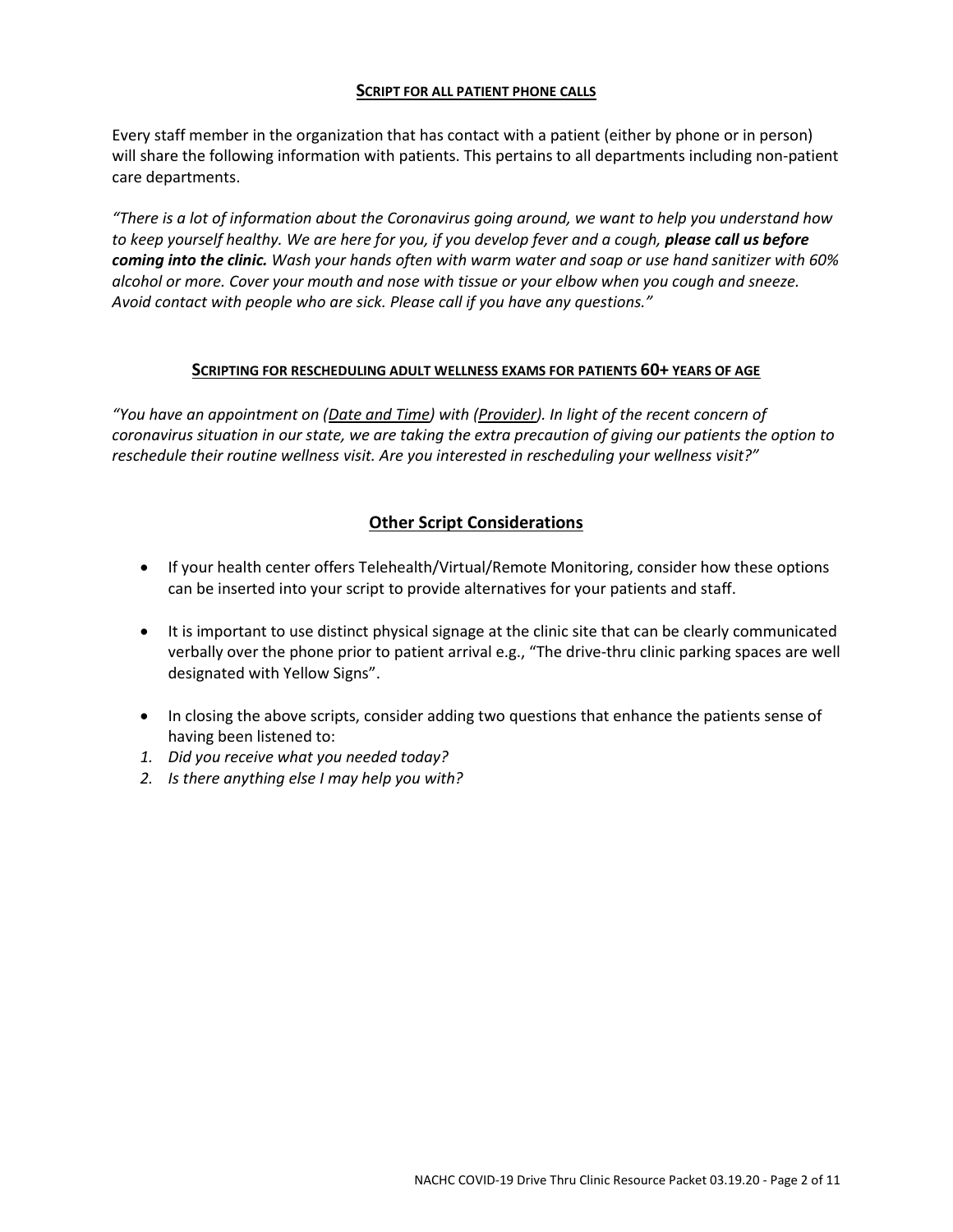## Script for all patient phone calls

Every staff member in the organization that has contact with a patient (either by phone or in person) will share the following information with patients. This pertains to all departments including non-patient care departments.

*"There is a lot of information about the Coronavirus going around, we want to help you understand how to keep yourself healthy. We are here for you, if you develop fever and a cough,* ***please call us before coming into the clinic.*** *Wash your hands often with warm water and soap or use hand sanitizer with 60% alcohol or more. Cover your mouth and nose with tissue or your elbow when you cough and sneeze. Avoid contact with people who are sick. Please call if you have any questions."*

## Scripting for rescheduling adult wellness exams for patients 60+ years of age

*"You have an appointment on (Date and Time) with (Provider). In light of the recent concern of coronavirus situation in our state, we are taking the extra precaution of giving our patients the option to reschedule their routine wellness visit. Are you interested in rescheduling your wellness visit?"*

## Other Script Considerations

- If your health center offers Telehealth/Virtual/Remote Monitoring, consider how these options can be inserted into your script to provide alternatives for your patients and staff.
- It is important to use distinct physical signage at the clinic site that can be clearly communicated verbally over the phone prior to patient arrival e.g., "The drive-thru clinic parking spaces are well designated with Yellow Signs".
- In closing the above scripts, consider adding two questions that enhance the patients sense of having been listened to:

1. *Did you receive what you needed today?*
2. *Is there anything else I may help you with?*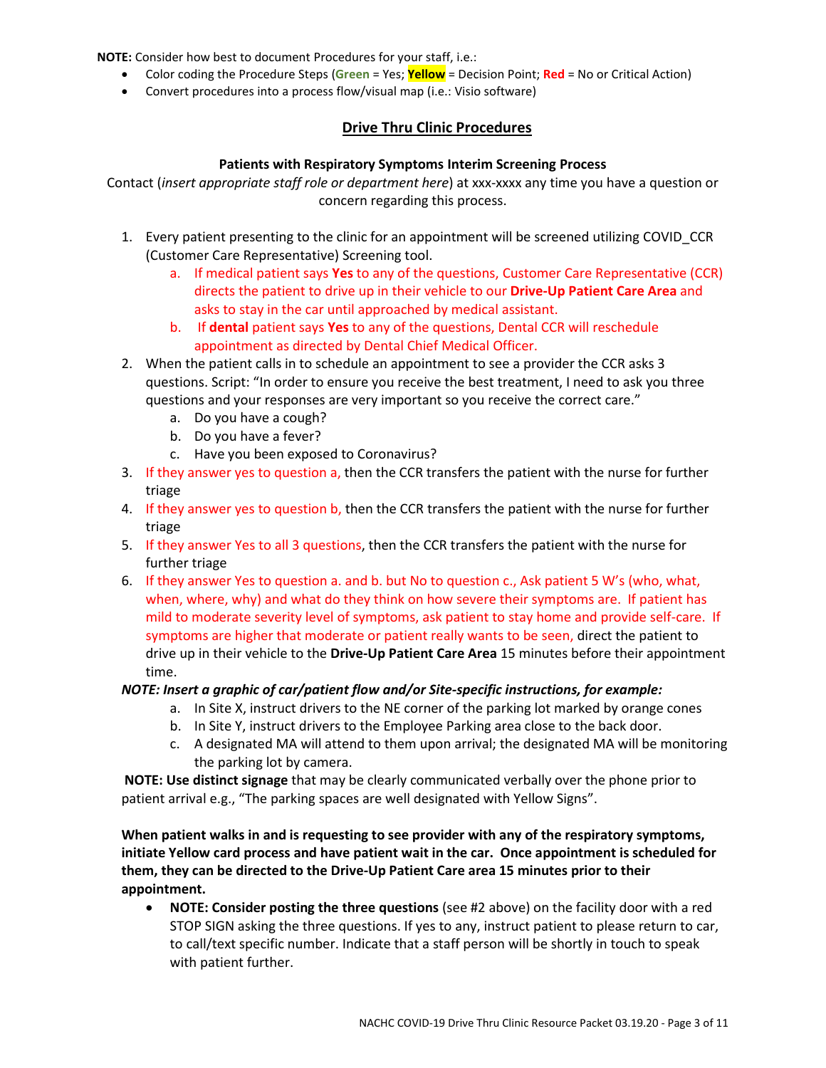**NOTE:** Consider how best to document Procedures for your staff, i.e.:

- Color coding the Procedure Steps (**Green** = Yes; **Yellow** = Decision Point; **Red** = No or Critical Action)
- Convert procedures into a process flow/visual map (i.e.: Visio software)

## Drive Thru Clinic Procedures

### Patients with Respiratory Symptoms Interim Screening Process

Contact (*insert appropriate staff role or department here*) at xxx-xxxx any time you have a question or concern regarding this process.

1. Every patient presenting to the clinic for an appointment will be screened utilizing COVID_CCR (Customer Care Representative) Screening tool.
   a. If medical patient says **Yes** to any of the questions, Customer Care Representative (CCR) directs the patient to drive up in their vehicle to our **Drive-Up Patient Care Area** and asks to stay in the car until approached by medical assistant.
   b. If **dental** patient says **Yes** to any of the questions, Dental CCR will reschedule appointment as directed by Dental Chief Medical Officer.
2. When the patient calls in to schedule an appointment to see a provider the CCR asks 3 questions. Script: "In order to ensure you receive the best treatment, I need to ask you three questions and your responses are very important so you receive the correct care."
   a. Do you have a cough?
   b. Do you have a fever?
   c. Have you been exposed to Coronavirus?
3. If they answer yes to question a, then the CCR transfers the patient with the nurse for further triage
4. If they answer yes to question b, then the CCR transfers the patient with the nurse for further triage
5. If they answer Yes to all 3 questions, then the CCR transfers the patient with the nurse for further triage
6. If they answer Yes to question a. and b. but No to question c., Ask patient 5 W's (who, what, when, where, why) and what do they think on how severe their symptoms are. If patient has mild to moderate severity level of symptoms, ask patient to stay home and provide self-care. If symptoms are higher that moderate or patient really wants to be seen, direct the patient to drive up in their vehicle to the **Drive-Up Patient Care Area** 15 minutes before their appointment time.

***NOTE: Insert a graphic of car/patient flow and/or Site-specific instructions, for example:***

   a. In Site X, instruct drivers to the NE corner of the parking lot marked by orange cones
   b. In Site Y, instruct drivers to the Employee Parking area close to the back door.
   c. A designated MA will attend to them upon arrival; the designated MA will be monitoring the parking lot by camera.

**NOTE: Use distinct signage** that may be clearly communicated verbally over the phone prior to patient arrival e.g., "The parking spaces are well designated with Yellow Signs".

**When patient walks in and is requesting to see provider with any of the respiratory symptoms, initiate Yellow card process and have patient wait in the car. Once appointment is scheduled for them, they can be directed to the Drive-Up Patient Care area 15 minutes prior to their appointment.**

- **NOTE: Consider posting the three questions** (see #2 above) on the facility door with a red STOP SIGN asking the three questions. If yes to any, instruct patient to please return to car, to call/text specific number. Indicate that a staff person will be shortly in touch to speak with patient further.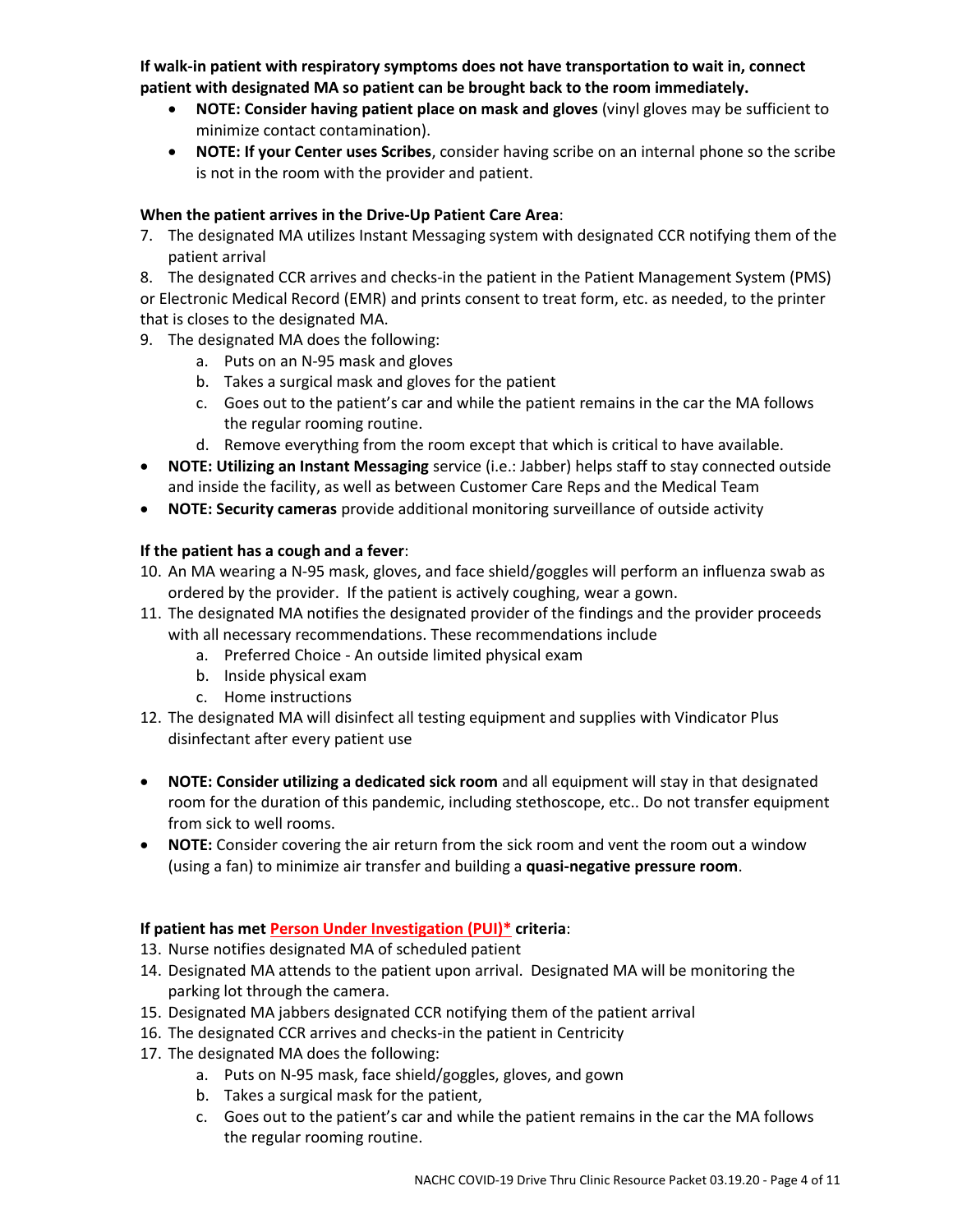**If walk-in patient with respiratory symptoms does not have transportation to wait in, connect patient with designated MA so patient can be brought back to the room immediately.**

- **NOTE: Consider having patient place on mask and gloves** (vinyl gloves may be sufficient to minimize contact contamination).
- **NOTE: If your Center uses Scribes**, consider having scribe on an internal phone so the scribe is not in the room with the provider and patient.

**When the patient arrives in the Drive-Up Patient Care Area**:

7. The designated MA utilizes Instant Messaging system with designated CCR notifying them of the patient arrival
8. The designated CCR arrives and checks-in the patient in the Patient Management System (PMS) or Electronic Medical Record (EMR) and prints consent to treat form, etc. as needed, to the printer that is closes to the designated MA.
9. The designated MA does the following:
   a. Puts on an N-95 mask and gloves
   b. Takes a surgical mask and gloves for the patient
   c. Goes out to the patient's car and while the patient remains in the car the MA follows the regular rooming routine.
   d. Remove everything from the room except that which is critical to have available.

- **NOTE: Utilizing an Instant Messaging** service (i.e.: Jabber) helps staff to stay connected outside and inside the facility, as well as between Customer Care Reps and the Medical Team
- **NOTE: Security cameras** provide additional monitoring surveillance of outside activity

**If the patient has a cough and a fever**:

10. An MA wearing a N-95 mask, gloves, and face shield/goggles will perform an influenza swab as ordered by the provider. If the patient is actively coughing, wear a gown.
11. The designated MA notifies the designated provider of the findings and the provider proceeds with all necessary recommendations. These recommendations include
    a. Preferred Choice - An outside limited physical exam
    b. Inside physical exam
    c. Home instructions
12. The designated MA will disinfect all testing equipment and supplies with Vindicator Plus disinfectant after every patient use

- **NOTE: Consider utilizing a dedicated sick room** and all equipment will stay in that designated room for the duration of this pandemic, including stethoscope, etc.. Do not transfer equipment from sick to well rooms.
- **NOTE:** Consider covering the air return from the sick room and vent the room out a window (using a fan) to minimize air transfer and building a **quasi-negative pressure room**.

**If patient has met Person Under Investigation (PUI)* criteria**:

13. Nurse notifies designated MA of scheduled patient
14. Designated MA attends to the patient upon arrival. Designated MA will be monitoring the parking lot through the camera.
15. Designated MA jabbers designated CCR notifying them of the patient arrival
16. The designated CCR arrives and checks-in the patient in Centricity
17. The designated MA does the following:
    a. Puts on N-95 mask, face shield/goggles, gloves, and gown
    b. Takes a surgical mask for the patient,
    c. Goes out to the patient's car and while the patient remains in the car the MA follows the regular rooming routine.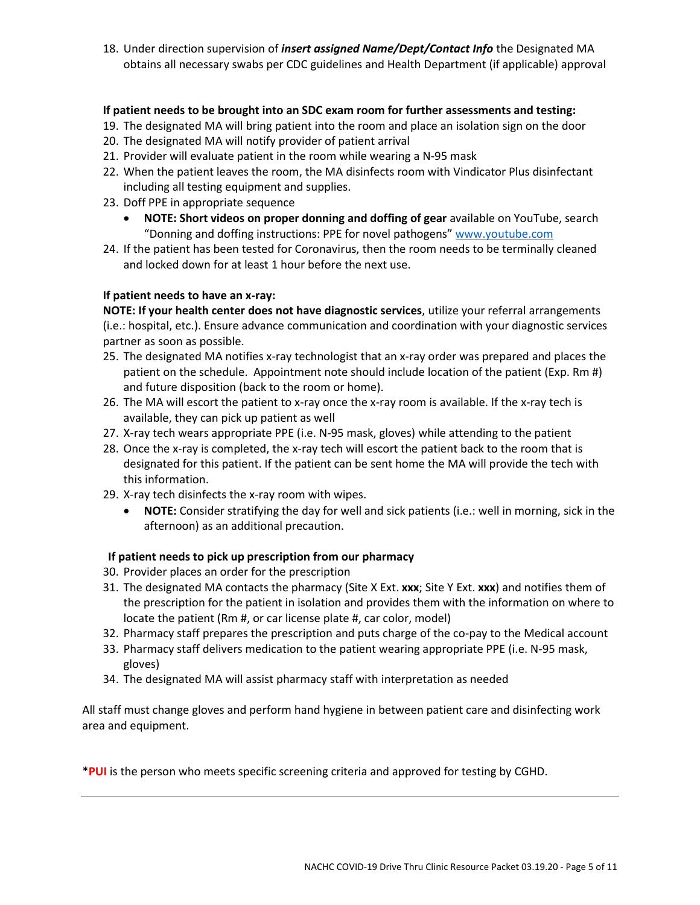18. Under direction supervision of ***insert assigned Name/Dept/Contact Info*** the Designated MA obtains all necessary swabs per CDC guidelines and Health Department (if applicable) approval

**If patient needs to be brought into an SDC exam room for further assessments and testing:**

19. The designated MA will bring patient into the room and place an isolation sign on the door
20. The designated MA will notify provider of patient arrival
21. Provider will evaluate patient in the room while wearing a N-95 mask
22. When the patient leaves the room, the MA disinfects room with Vindicator Plus disinfectant including all testing equipment and supplies.
23. Doff PPE in appropriate sequence
    - **NOTE: Short videos on proper donning and doffing of gear** available on YouTube, search "Donning and doffing instructions: PPE for novel pathogens" www.youtube.com
24. If the patient has been tested for Coronavirus, then the room needs to be terminally cleaned and locked down for at least 1 hour before the next use.

**If patient needs to have an x-ray:**

**NOTE: If your health center does not have diagnostic services**, utilize your referral arrangements (i.e.: hospital, etc.). Ensure advance communication and coordination with your diagnostic services partner as soon as possible.

25. The designated MA notifies x-ray technologist that an x-ray order was prepared and places the patient on the schedule. Appointment note should include location of the patient (Exp. Rm #) and future disposition (back to the room or home).
26. The MA will escort the patient to x-ray once the x-ray room is available. If the x-ray tech is available, they can pick up patient as well
27. X-ray tech wears appropriate PPE (i.e. N-95 mask, gloves) while attending to the patient
28. Once the x-ray is completed, the x-ray tech will escort the patient back to the room that is designated for this patient. If the patient can be sent home the MA will provide the tech with this information.
29. X-ray tech disinfects the x-ray room with wipes.
    - **NOTE:** Consider stratifying the day for well and sick patients (i.e.: well in morning, sick in the afternoon) as an additional precaution.

**If patient needs to pick up prescription from our pharmacy**

30. Provider places an order for the prescription
31. The designated MA contacts the pharmacy (Site X Ext. **xxx**; Site Y Ext. **xxx**) and notifies them of the prescription for the patient in isolation and provides them with the information on where to locate the patient (Rm #, or car license plate #, car color, model)
32. Pharmacy staff prepares the prescription and puts charge of the co-pay to the Medical account
33. Pharmacy staff delivers medication to the patient wearing appropriate PPE (i.e. N-95 mask, gloves)
34. The designated MA will assist pharmacy staff with interpretation as needed

All staff must change gloves and perform hand hygiene in between patient care and disinfecting work area and equipment.

\***PUI** is the person who meets specific screening criteria and approved for testing by CGHD.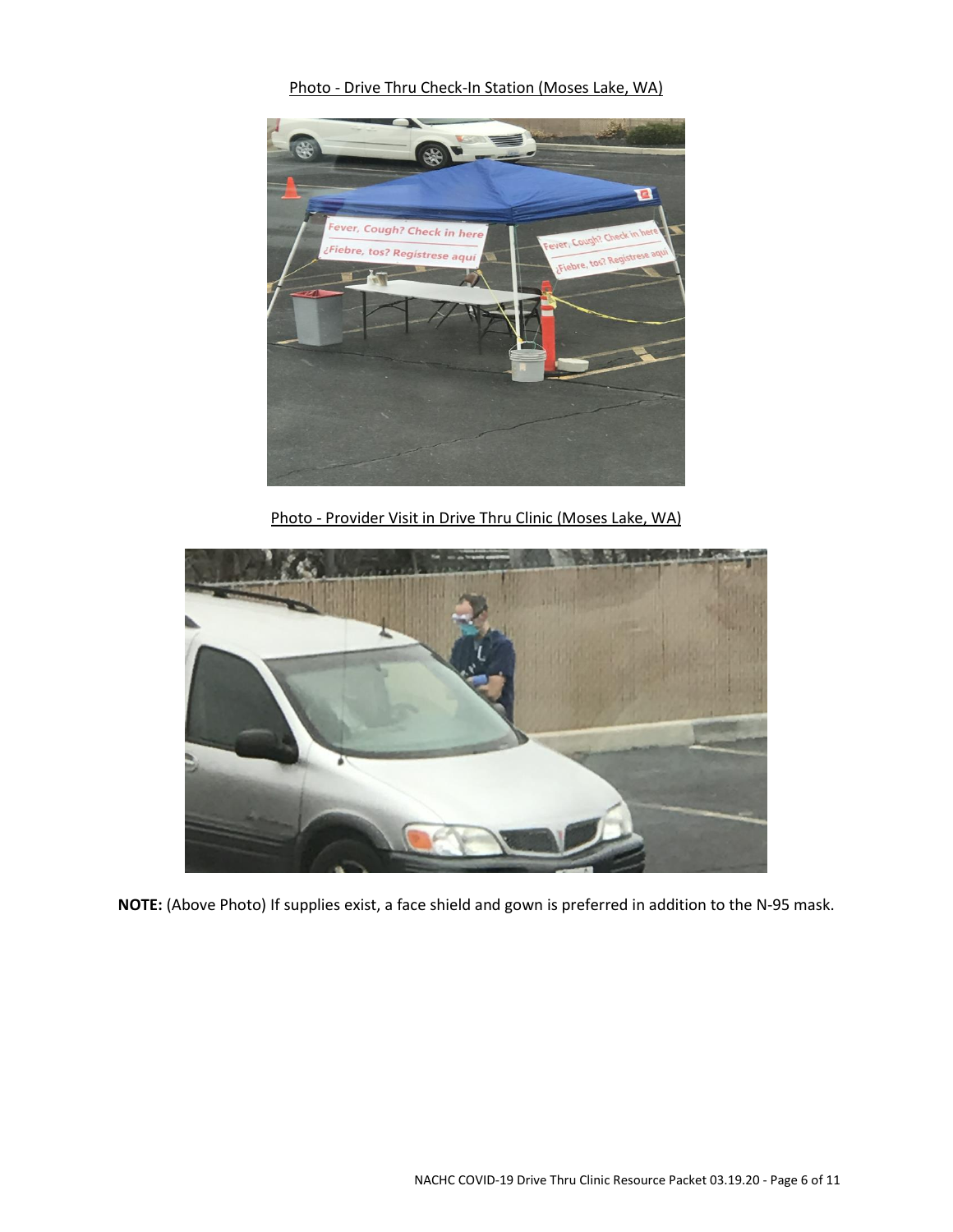Photo - Drive Thru Check-In Station (Moses Lake, WA)

Photo - Provider Visit in Drive Thru Clinic (Moses Lake, WA)

**NOTE:** (Above Photo) If supplies exist, a face shield and gown is preferred in addition to the N-95 mask.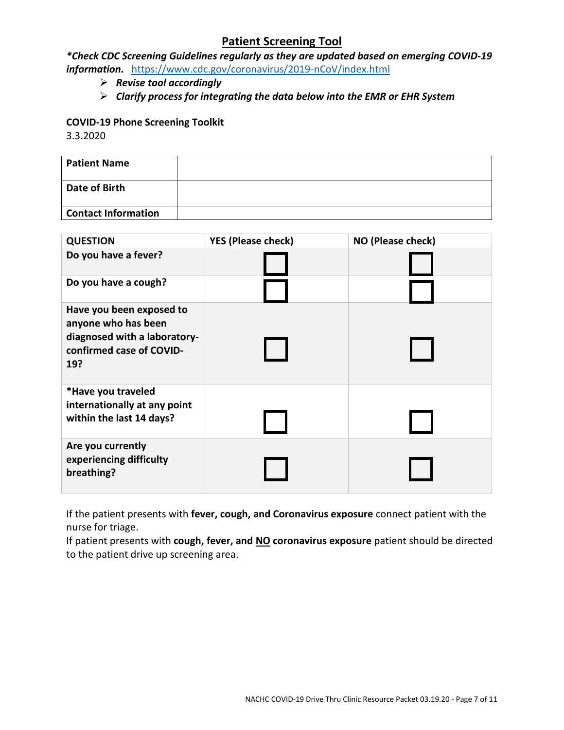# Patient Screening Tool

***Check CDC Screening Guidelines regularly as they are updated based on emerging COVID-19 information.*** https://www.cdc.gov/coronavirus/2019-nCoV/index.html

- ***Revise tool accordingly***
- ***Clarify process for integrating the data below into the EMR or EHR System***

**COVID-19 Phone Screening Toolkit**

3.3.2020

| **Patient Name** | |
|---|---|
| **Date of Birth** | |
| **Contact Information** | |

| **QUESTION** | **YES (Please check)** | **NO (Please check)** |
|---|---|---|
| **Do you have a fever?** | ☐ | ☐ |
| **Do you have a cough?** | ☐ | ☐ |
| **Have you been exposed to anyone who has been diagnosed with a laboratory-confirmed case of COVID-19?** | ☐ | ☐ |
| ***Have you traveled internationally at any point within the last 14 days?** | ☐ | ☐ |
| **Are you currently experiencing difficulty breathing?** | ☐ | ☐ |

If the patient presents with **fever, cough, and Coronavirus exposure** connect patient with the nurse for triage.

If patient presents with **cough, fever, and <u>NO</u> coronavirus exposure** patient should be directed to the patient drive up screening area.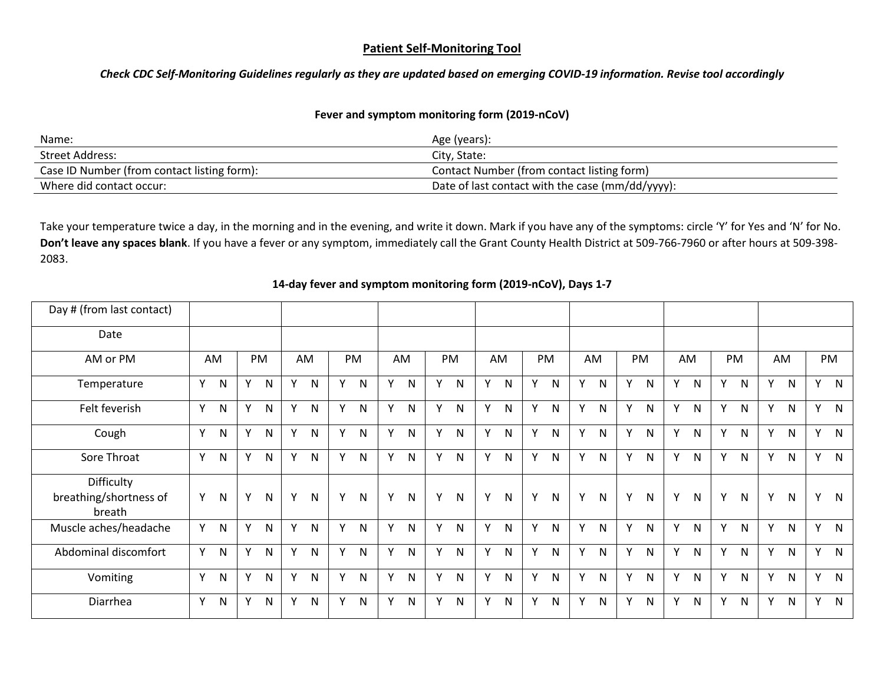## Patient Self-Monitoring Tool

***Check CDC Self-Monitoring Guidelines regularly as they are updated based on emerging COVID-19 information. Revise tool accordingly***

### Fever and symptom monitoring form (2019-nCoV)

| Name: | Age (years): |
|---|---|
| Street Address: | City, State: |
| Case ID Number (from contact listing form): | Contact Number (from contact listing form) |
| Where did contact occur: | Date of last contact with the case (mm/dd/yyyy): |

Take your temperature twice a day, in the morning and in the evening, and write it down. Mark if you have any of the symptoms: circle 'Y' for Yes and 'N' for No. **Don't leave any spaces blank**. If you have a fever or any symptom, immediately call the Grant County Health District at 509-766-7960 or after hours at 509-398-2083.

### 14-day fever and symptom monitoring form (2019-nCoV), Days 1-7

| Day # (from last contact) | | | | | | | | | | | | | | |
|---|---|---|---|---|---|---|---|---|---|---|---|---|---|---|
| Date | | | | | | | | | | | | | | |
| AM or PM | AM | PM | AM | PM | AM | PM | AM | PM | AM | PM | AM | PM | AM | PM |
| Temperature | Y N | Y N | Y N | Y N | Y N | Y N | Y N | Y N | Y N | Y N | Y N | Y N | Y N | Y N |
| Felt feverish | Y N | Y N | Y N | Y N | Y N | Y N | Y N | Y N | Y N | Y N | Y N | Y N | Y N | Y N |
| Cough | Y N | Y N | Y N | Y N | Y N | Y N | Y N | Y N | Y N | Y N | Y N | Y N | Y N | Y N |
| Sore Throat | Y N | Y N | Y N | Y N | Y N | Y N | Y N | Y N | Y N | Y N | Y N | Y N | Y N | Y N |
| Difficulty breathing/shortness of breath | Y N | Y N | Y N | Y N | Y N | Y N | Y N | Y N | Y N | Y N | Y N | Y N | Y N | Y N |
| Muscle aches/headache | Y N | Y N | Y N | Y N | Y N | Y N | Y N | Y N | Y N | Y N | Y N | Y N | Y N | Y N |
| Abdominal discomfort | Y N | Y N | Y N | Y N | Y N | Y N | Y N | Y N | Y N | Y N | Y N | Y N | Y N | Y N |
| Vomiting | Y N | Y N | Y N | Y N | Y N | Y N | Y N | Y N | Y N | Y N | Y N | Y N | Y N | Y N |
| Diarrhea | Y N | Y N | Y N | Y N | Y N | Y N | Y N | Y N | Y N | Y N | Y N | Y N | Y N | Y N |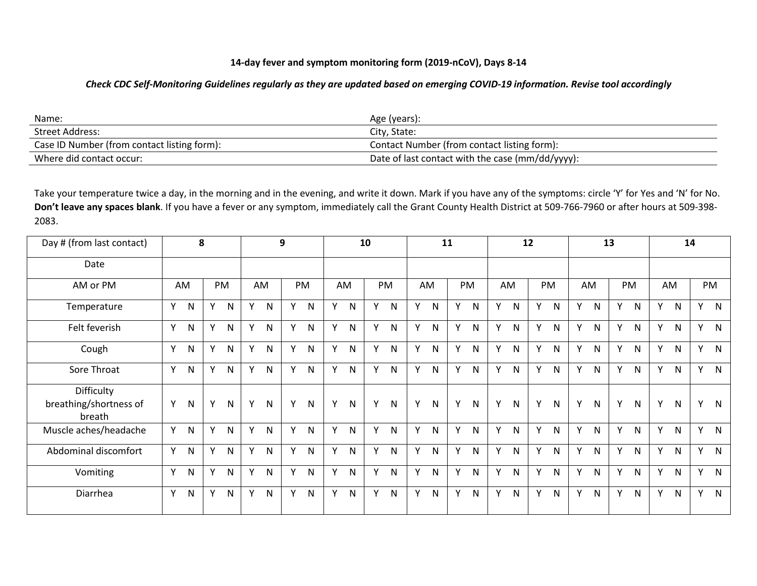**14-day fever and symptom monitoring form (2019-nCoV), Days 8-14**

***Check CDC Self-Monitoring Guidelines regularly as they are updated based on emerging COVID-19 information. Revise tool accordingly***

| | |
|---|---|
| Name: | Age (years): |
| Street Address: | City, State: |
| Case ID Number (from contact listing form): | Contact Number (from contact listing form): |
| Where did contact occur: | Date of last contact with the case (mm/dd/yyyy): |

Take your temperature twice a day, in the morning and in the evening, and write it down. Mark if you have any of the symptoms: circle 'Y' for Yes and 'N' for No. **Don't leave any spaces blank**. If you have a fever or any symptom, immediately call the Grant County Health District at 509-766-7960 or after hours at 509-398-2083.

| Day # (from last contact) | 8 | | 9 | | 10 | | 11 | | 12 | | 13 | | 14 | |
|---|---|---|---|---|---|---|---|---|---|---|---|---|---|---|
| Date | | | | | | | | | | | | | | |
| AM or PM | AM | PM | AM | PM | AM | PM | AM | PM | AM | PM | AM | PM | AM | PM |
| Temperature | Y N | Y N | Y N | Y N | Y N | Y N | Y N | Y N | Y N | Y N | Y N | Y N | Y N | Y N |
| Felt feverish | Y N | Y N | Y N | Y N | Y N | Y N | Y N | Y N | Y N | Y N | Y N | Y N | Y N | Y N |
| Cough | Y N | Y N | Y N | Y N | Y N | Y N | Y N | Y N | Y N | Y N | Y N | Y N | Y N | Y N |
| Sore Throat | Y N | Y N | Y N | Y N | Y N | Y N | Y N | Y N | Y N | Y N | Y N | Y N | Y N | Y N |
| Difficulty breathing/shortness of breath | Y N | Y N | Y N | Y N | Y N | Y N | Y N | Y N | Y N | Y N | Y N | Y N | Y N | Y N |
| Muscle aches/headache | Y N | Y N | Y N | Y N | Y N | Y N | Y N | Y N | Y N | Y N | Y N | Y N | Y N | Y N |
| Abdominal discomfort | Y N | Y N | Y N | Y N | Y N | Y N | Y N | Y N | Y N | Y N | Y N | Y N | Y N | Y N |
| Vomiting | Y N | Y N | Y N | Y N | Y N | Y N | Y N | Y N | Y N | Y N | Y N | Y N | Y N | Y N |
| Diarrhea | Y N | Y N | Y N | Y N | Y N | Y N | Y N | Y N | Y N | Y N | Y N | Y N | Y N | Y N |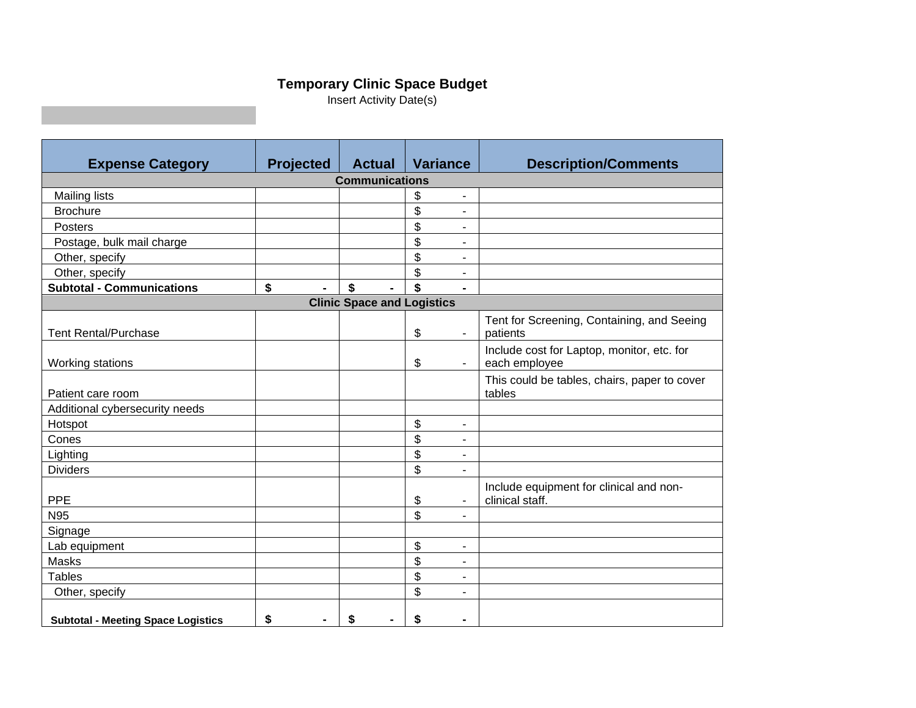# Temporary Clinic Space Budget

Insert Activity Date(s)

| Expense Category | Projected | Actual | Variance | Description/Comments |
|---|---|---|---|---|
| **Communications** | | | | |
| Mailing lists | | | $ - | |
| Brochure | | | $ - | |
| Posters | | | $ - | |
| Postage, bulk mail charge | | | $ - | |
| Other, specify | | | $ - | |
| Other, specify | | | $ - | |
| **Subtotal - Communications** | **$ -** | **$ -** | **$ -** | |
| **Clinic Space and Logistics** | | | | |
| Tent Rental/Purchase | | | $ - | Tent for Screening, Containing, and Seeing patients |
| Working stations | | | $ - | Include cost for Laptop, monitor, etc. for each employee |
| Patient care room | | | | This could be tables, chairs, paper to cover tables |
| Additional cybersecurity needs | | | | |
| Hotspot | | | $ - | |
| Cones | | | $ - | |
| Lighting | | | $ - | |
| Dividers | | | $ - | |
| PPE | | | $ - | Include equipment for clinical and non-clinical staff. |
| N95 | | | $ - | |
| Signage | | | | |
| Lab equipment | | | $ - | |
| Masks | | | $ - | |
| Tables | | | $ - | |
| Other, specify | | | $ - | |
| **Subtotal - Meeting Space Logistics** | **$ -** | **$ -** | **$ -** | |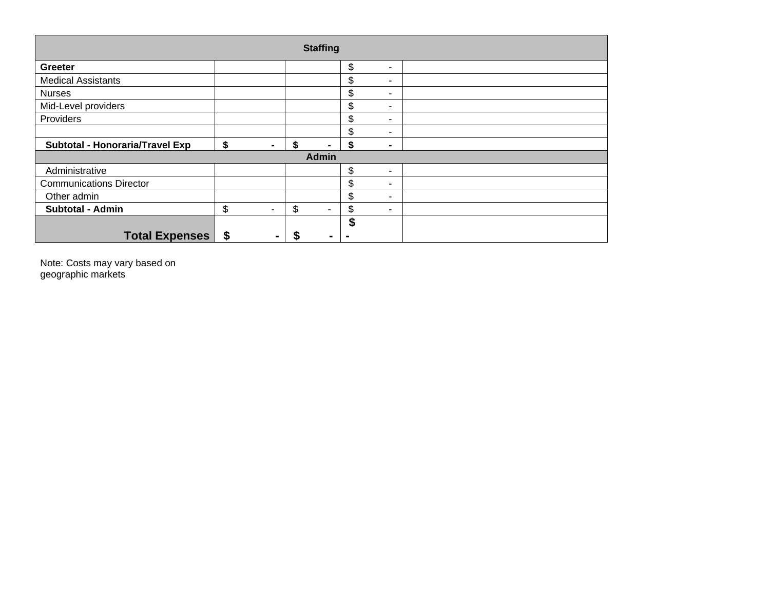| Staffing | | | | |
|---|---|---|---|---|
| **Greeter** | | | $ - | |
| Medical Assistants | | | $ - | |
| Nurses | | | $ - | |
| Mid-Level providers | | | $ - | |
| Providers | | | $ - | |
| | | | $ - | |
| **Subtotal - Honoraria/Travel Exp** | **$ -** | **$ -** | **$ -** | |
| **Admin** | | | | |
| Administrative | | | $ - | |
| Communications Director | | | $ - | |
| Other admin | | | $ - | |
| **Subtotal - Admin** | $ - | $ - | $ - | |
| **Total Expenses** | **$ -** | **$ -** | **$ -** | |

Note: Costs may vary based on geographic markets